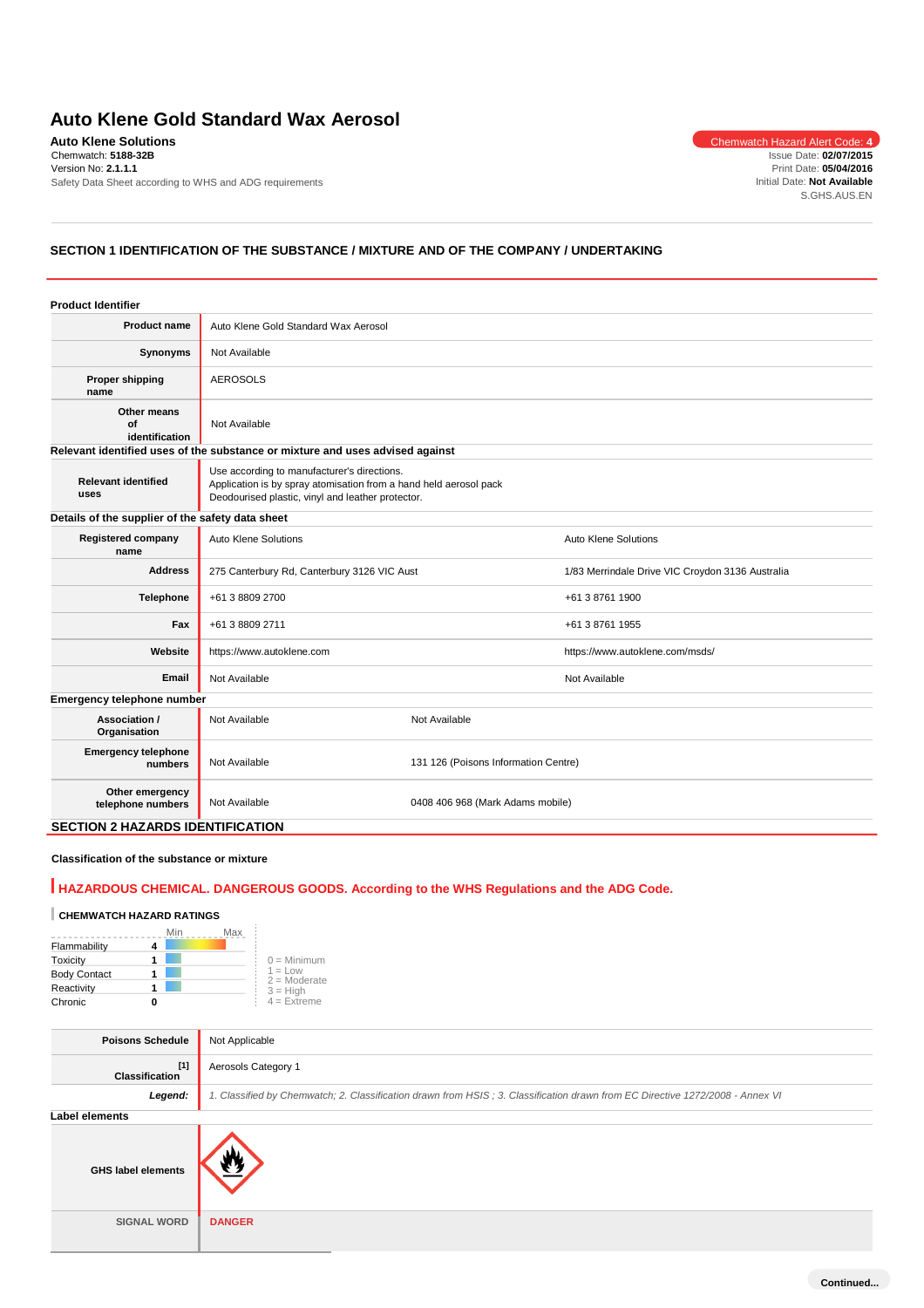# Auto Klene Gold Standard Wax Aerosol

**Auto Klene Solutions**
Chemwatch: **5188-32B**
Version No: **2.1.1.1**
Safety Data Sheet according to WHS and ADG requirements

Chemwatch Hazard Alert Code: **4**
Issue Date: **02/07/2015**
Print Date: **05/04/2016**
Initial Date: **Not Available**
S.GHS.AUS.EN

## SECTION 1 IDENTIFICATION OF THE SUBSTANCE / MIXTURE AND OF THE COMPANY / UNDERTAKING

### Product Identifier

| | |
|---|---|
| **Product name** | Auto Klene Gold Standard Wax Aerosol |
| **Synonyms** | Not Available |
| **Proper shipping name** | AEROSOLS |
| **Other means of identification** | Not Available |

### Relevant identified uses of the substance or mixture and uses advised against

| | |
|---|---|
| **Relevant identified uses** | Use according to manufacturer's directions.<br>Application is by spray atomisation from a hand held aerosol pack<br>Deodourised plastic, vinyl and leather protector. |

### Details of the supplier of the safety data sheet

| | | |
|---|---|---|
| **Registered company name** | Auto Klene Solutions | Auto Klene Solutions |
| **Address** | 275 Canterbury Rd, Canterbury 3126 VIC Aust | 1/83 Merrindale Drive VIC Croydon 3136 Australia |
| **Telephone** | +61 3 8809 2700 | +61 3 8761 1900 |
| **Fax** | +61 3 8809 2711 | +61 3 8761 1955 |
| **Website** | https://www.autoklene.com | https://www.autoklene.com/msds/ |
| **Email** | Not Available | Not Available |

### Emergency telephone number

| | | |
|---|---|---|
| **Association / Organisation** | Not Available | Not Available |
| **Emergency telephone numbers** | Not Available | 131 126 (Poisons Information Centre) |
| **Other emergency telephone numbers** | Not Available | 0408 406 968 (Mark Adams mobile) |

## SECTION 2 HAZARDS IDENTIFICATION

### Classification of the substance or mixture

**HAZARDOUS CHEMICAL. DANGEROUS GOODS. According to the WHS Regulations and the ADG Code.**

**CHEMWATCH HAZARD RATINGS**

| | Rating |
|---|---|
| Flammability | 4 |
| Toxicity | 1 |
| Body Contact | 1 |
| Reactivity | 1 |
| Chronic | 0 |

0 = Minimum
1 = Low
2 = Moderate
3 = High
4 = Extreme

| | |
|---|---|
| **Poisons Schedule** | Not Applicable |
| **Classification** [1] | Aerosols Category 1 |
| ***Legend:*** | *1. Classified by Chemwatch; 2. Classification drawn from HSIS ; 3. Classification drawn from EC Directive 1272/2008 - Annex VI* |

### Label elements

| | |
|---|---|
| **GHS label elements** | |
| **SIGNAL WORD** | **DANGER** |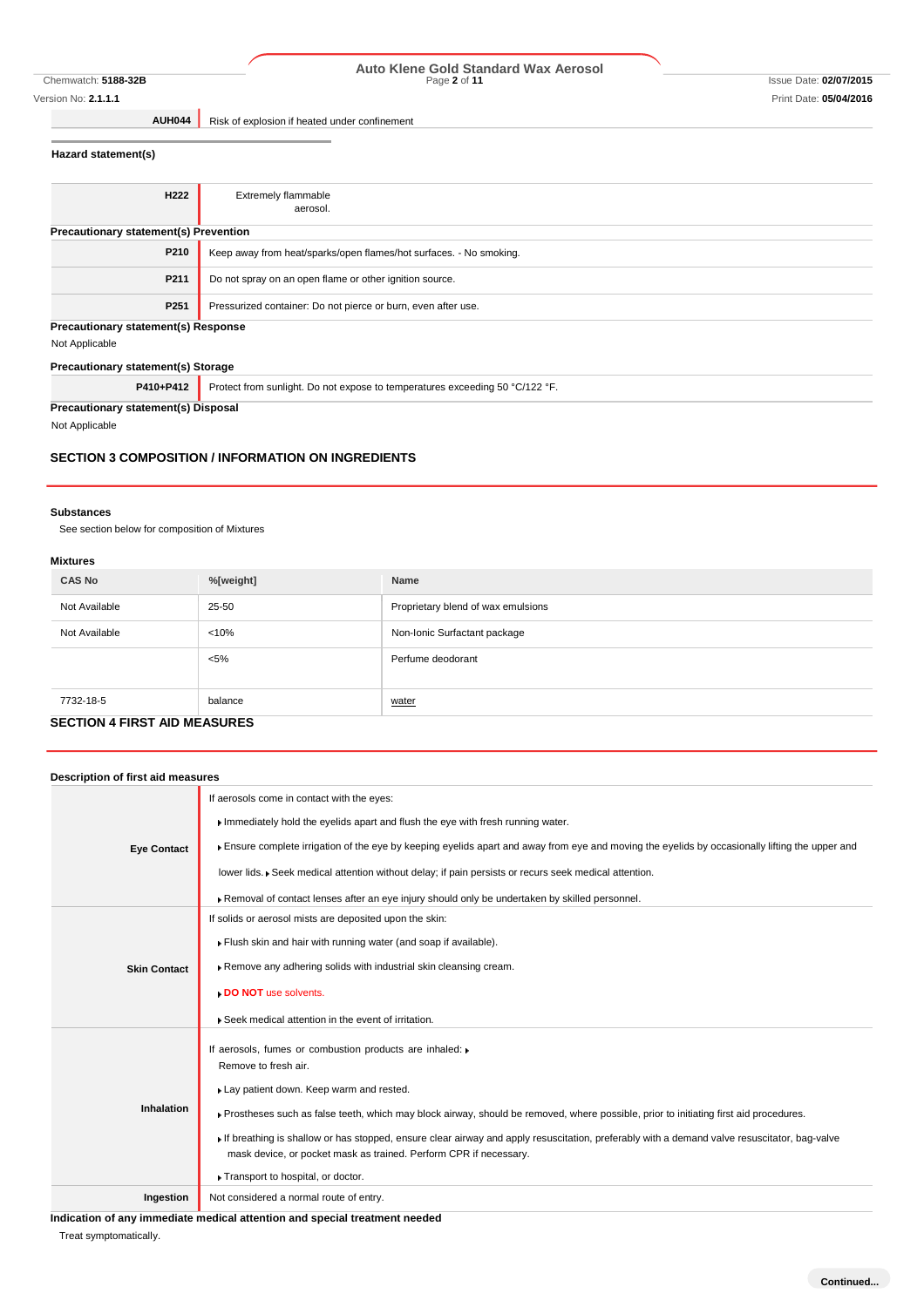| | |
|---|---|
| **AUH044** | Risk of explosion if heated under confinement |

**Hazard statement(s)**

| | |
|---|---|
| **H222** | Extremely flammable aerosol. |

**Precautionary statement(s) Prevention**

| | |
|---|---|
| **P210** | Keep away from heat/sparks/open flames/hot surfaces. - No smoking. |
| **P211** | Do not spray on an open flame or other ignition source. |
| **P251** | Pressurized container: Do not pierce or burn, even after use. |

**Precautionary statement(s) Response**

Not Applicable

**Precautionary statement(s) Storage**

| | |
|---|---|
| **P410+P412** | Protect from sunlight. Do not expose to temperatures exceeding 50 °C/122 °F. |

**Precautionary statement(s) Disposal**

Not Applicable

## SECTION 3 COMPOSITION / INFORMATION ON INGREDIENTS

**Substances**

See section below for composition of Mixtures

**Mixtures**

| CAS No | %[weight] | Name |
|---|---|---|
| Not Available | 25-50 | Proprietary blend of wax emulsions |
| Not Available | <10% | Non-Ionic Surfactant package |
| | <5% | Perfume deodorant |
| 7732-18-5 | balance | water |

## SECTION 4 FIRST AID MEASURES

**Description of first aid measures**

| | |
|---|---|
| **Eye Contact** | If aerosols come in contact with the eyes: ▸ Immediately hold the eyelids apart and flush the eye with fresh running water. ▸ Ensure complete irrigation of the eye by keeping eyelids apart and away from eye and moving the eyelids by occasionally lifting the upper and lower lids. ▸ Seek medical attention without delay; if pain persists or recurs seek medical attention. ▸ Removal of contact lenses after an eye injury should only be undertaken by skilled personnel. |
| **Skin Contact** | If solids or aerosol mists are deposited upon the skin: ▸ Flush skin and hair with running water (and soap if available). ▸ Remove any adhering solids with industrial skin cleansing cream. ▸ **DO NOT** use solvents. ▸ Seek medical attention in the event of irritation. |
| **Inhalation** | If aerosols, fumes or combustion products are inhaled: ▸ Remove to fresh air. ▸ Lay patient down. Keep warm and rested. ▸ Prostheses such as false teeth, which may block airway, should be removed, where possible, prior to initiating first aid procedures. ▸ If breathing is shallow or has stopped, ensure clear airway and apply resuscitation, preferably with a demand valve resuscitator, bag-valve mask device, or pocket mask as trained. Perform CPR if necessary. ▸ Transport to hospital, or doctor. |
| **Ingestion** | Not considered a normal route of entry. |

**Indication of any immediate medical attention and special treatment needed**

Treat symptomatically.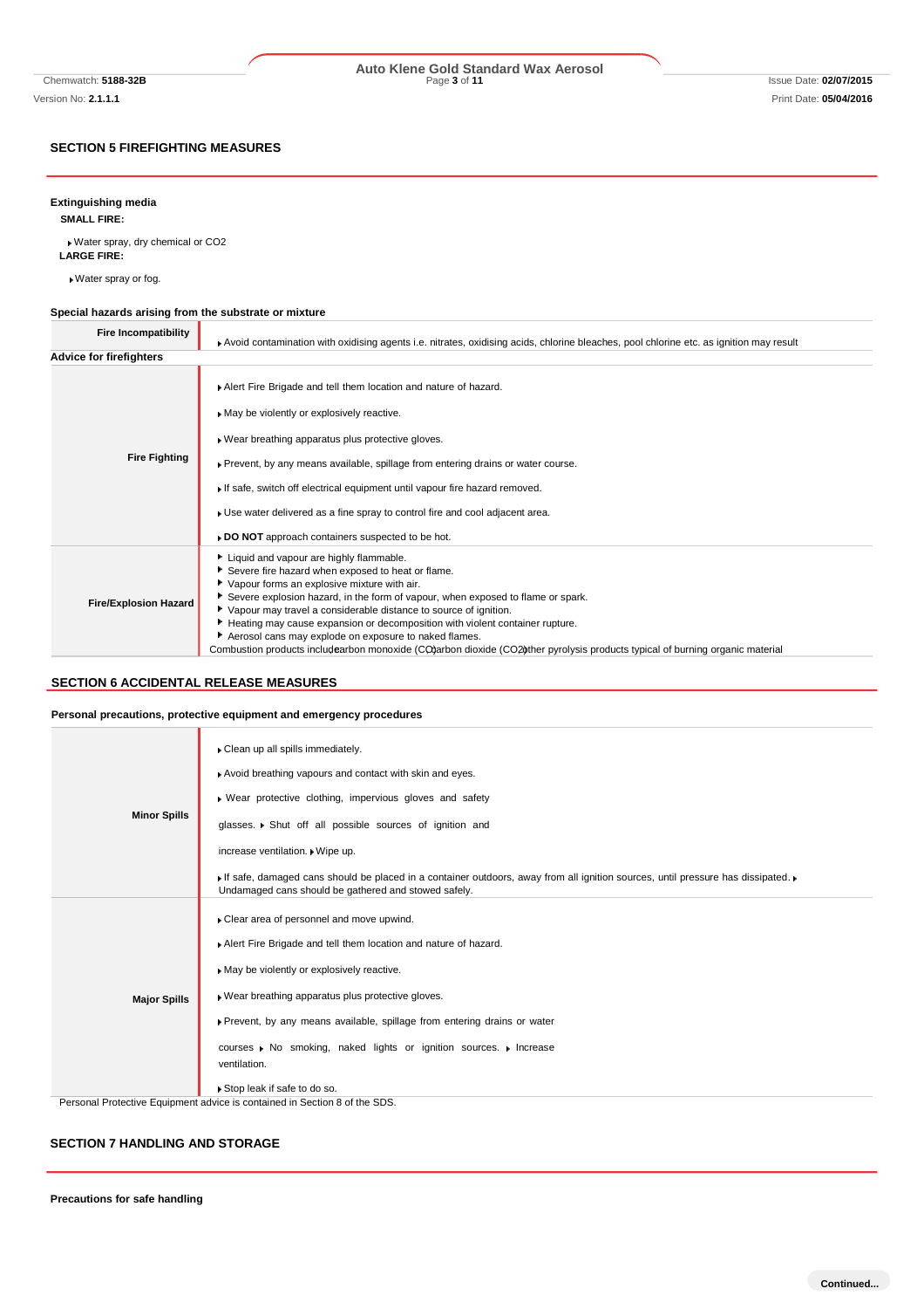## SECTION 5 FIREFIGHTING MEASURES

### Extinguishing media

**SMALL FIRE:**

- Water spray, dry chemical or CO2

**LARGE FIRE:**

- Water spray or fog.

### Special hazards arising from the substrate or mixture

| | |
|---|---|
| **Fire Incompatibility** | Avoid contamination with oxidising agents i.e. nitrates, oxidising acids, chlorine bleaches, pool chlorine etc. as ignition may result |

### Advice for firefighters

| | |
|---|---|
| **Fire Fighting** | Alert Fire Brigade and tell them location and nature of hazard.<br>May be violently or explosively reactive.<br>Wear breathing apparatus plus protective gloves.<br>Prevent, by any means available, spillage from entering drains or water course.<br>If safe, switch off electrical equipment until vapour fire hazard removed.<br>Use water delivered as a fine spray to control fire and cool adjacent area.<br>**DO NOT** approach containers suspected to be hot. |
| **Fire/Explosion Hazard** | Liquid and vapour are highly flammable.<br>Severe fire hazard when exposed to heat or flame.<br>Vapour forms an explosive mixture with air.<br>Severe explosion hazard, in the form of vapour, when exposed to flame or spark.<br>Vapour may travel a considerable distance to source of ignition.<br>Heating may cause expansion or decomposition with violent container rupture.<br>Aerosol cans may explode on exposure to naked flames.<br>Combustion products include: carbon monoxide (CO) carbon dioxide ($CO_2$) other pyrolysis products typical of burning organic material |

## SECTION 6 ACCIDENTAL RELEASE MEASURES

### Personal precautions, protective equipment and emergency procedures

| | |
|---|---|
| **Minor Spills** | Clean up all spills immediately.<br>Avoid breathing vapours and contact with skin and eyes.<br>Wear protective clothing, impervious gloves and safety glasses. Shut off all possible sources of ignition and increase ventilation. Wipe up.<br>If safe, damaged cans should be placed in a container outdoors, away from all ignition sources, until pressure has dissipated. Undamaged cans should be gathered and stowed safely. |
| **Major Spills** | Clear area of personnel and move upwind.<br>Alert Fire Brigade and tell them location and nature of hazard.<br>May be violently or explosively reactive.<br>Wear breathing apparatus plus protective gloves.<br>Prevent, by any means available, spillage from entering drains or water courses. No smoking, naked lights or ignition sources. Increase ventilation.<br>Stop leak if safe to do so. |

Personal Protective Equipment advice is contained in Section 8 of the SDS.

## SECTION 7 HANDLING AND STORAGE

### Precautions for safe handling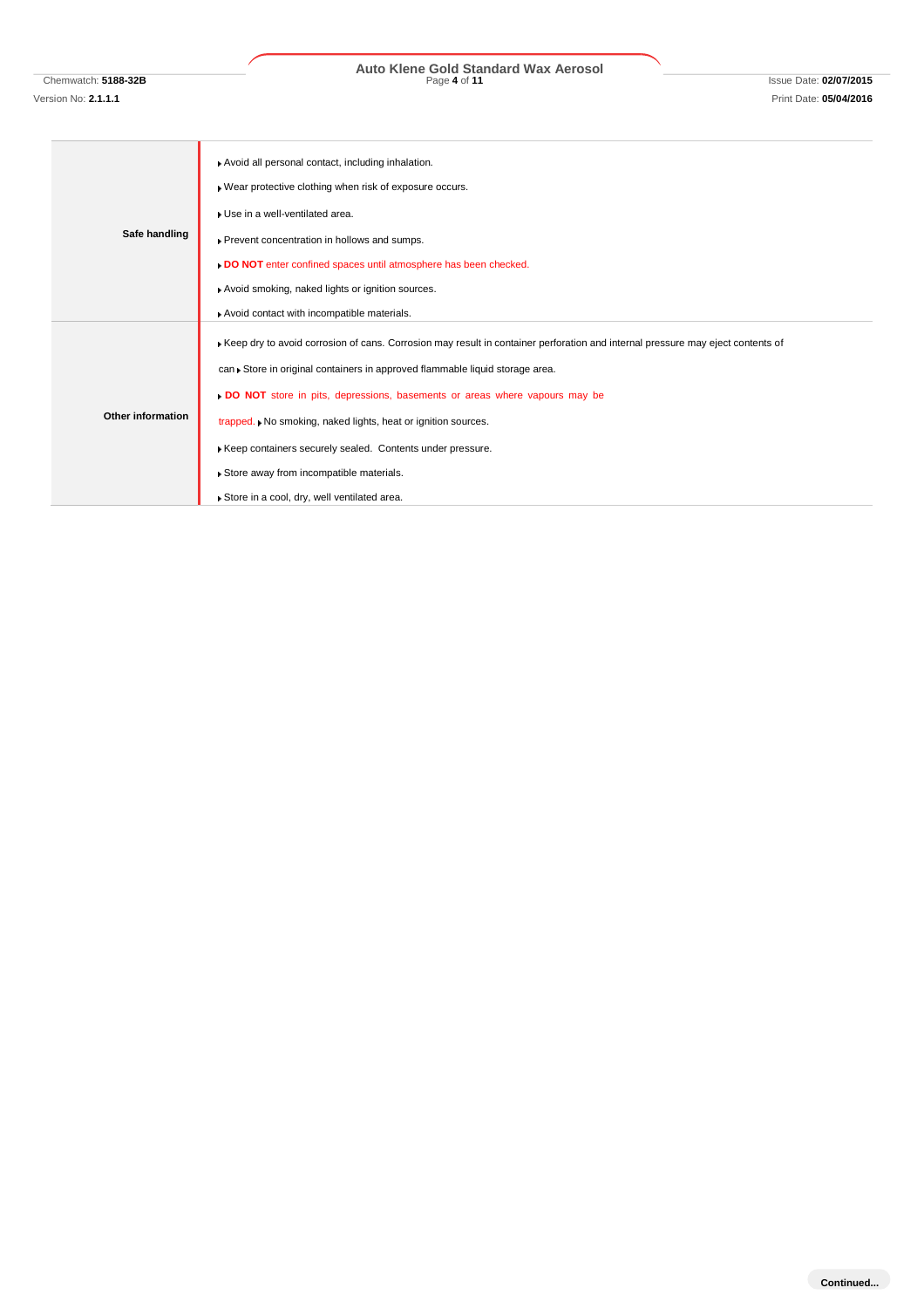| | |
|---|---|
| **Safe handling** | ▸ Avoid all personal contact, including inhalation.<br>▸ Wear protective clothing when risk of exposure occurs.<br>▸ Use in a well-ventilated area.<br>▸ Prevent concentration in hollows and sumps.<br>▸ **DO NOT** enter confined spaces until atmosphere has been checked.<br>▸ Avoid smoking, naked lights or ignition sources.<br>▸ Avoid contact with incompatible materials. |
| **Other information** | ▸ Keep dry to avoid corrosion of cans. Corrosion may result in container perforation and internal pressure may eject contents of can ▸ Store in original containers in approved flammable liquid storage area.<br>▸ **DO NOT** store in pits, depressions, basements or areas where vapours may be trapped. ▸ No smoking, naked lights, heat or ignition sources.<br>▸ Keep containers securely sealed. Contents under pressure.<br>▸ Store away from incompatible materials.<br>▸ Store in a cool, dry, well ventilated area. |

Continued...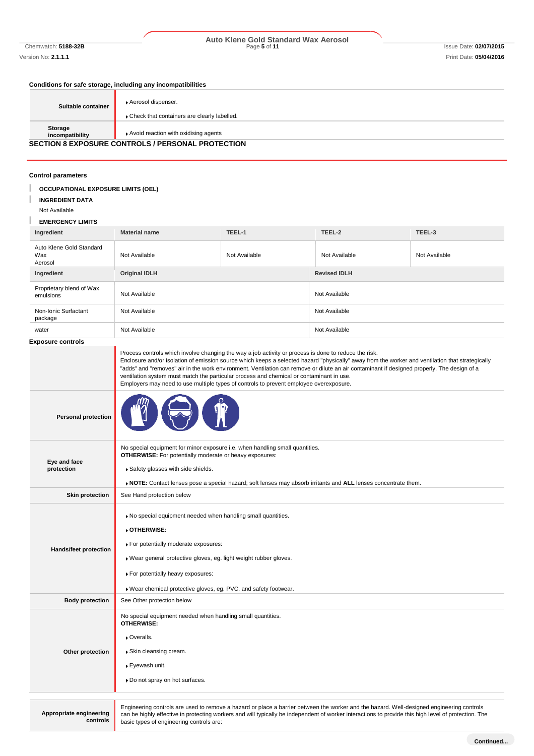### Conditions for safe storage, including any incompatibilities

| | |
|---|---|
| Suitable container | ▸ Aerosol dispenser.<br>▸ Check that containers are clearly labelled. |
| Storage incompatibility | ▸ Avoid reaction with oxidising agents |

## SECTION 8 EXPOSURE CONTROLS / PERSONAL PROTECTION

### Control parameters

**OCCUPATIONAL EXPOSURE LIMITS (OEL)**

**INGREDIENT DATA**

Not Available

**EMERGENCY LIMITS**

| Ingredient | Material name | TEEL-1 | TEEL-2 | TEEL-3 |
|---|---|---|---|---|
| Auto Klene Gold Standard Wax Aerosol | Not Available | Not Available | Not Available | Not Available |

| Ingredient | Original IDLH | Revised IDLH |
|---|---|---|
| Proprietary blend of Wax emulsions | Not Available | Not Available |
| Non-Ionic Surfactant package | Not Available | Not Available |
| water | Not Available | Not Available |

### Exposure controls

| | |
|---|---|
| | Process controls which involve changing the way a job activity or process is done to reduce the risk.<br>Enclosure and/or isolation of emission source which keeps a selected hazard "physically" away from the worker and ventilation that strategically "adds" and "removes" air in the work environment. Ventilation can remove or dilute an air contaminant if designed properly. The design of a ventilation system must match the particular process and chemical or contaminant in use.<br>Employers may need to use multiple types of controls to prevent employee overexposure. |
| Personal protection | |
| Eye and face protection | No special equipment for minor exposure i.e. when handling small quantities.<br>**OTHERWISE:** For potentially moderate or heavy exposures:<br>▸ Safety glasses with side shields.<br>▸ **NOTE:** Contact lenses pose a special hazard; soft lenses may absorb irritants and **ALL** lenses concentrate them. |
| Skin protection | See Hand protection below |
| Hands/feet protection | ▸ No special equipment needed when handling small quantities.<br>▸ **OTHERWISE:**<br>▸ For potentially moderate exposures:<br>▸ Wear general protective gloves, eg. light weight rubber gloves.<br>▸ For potentially heavy exposures:<br>▸ Wear chemical protective gloves, eg. PVC. and safety footwear. |
| Body protection | See Other protection below |
| Other protection | No special equipment needed when handling small quantities.<br>**OTHERWISE:**<br>▸ Overalls.<br>▸ Skin cleansing cream.<br>▸ Eyewash unit.<br>▸ Do not spray on hot surfaces. |

| | |
|---|---|
| Appropriate engineering controls | Engineering controls are used to remove a hazard or place a barrier between the worker and the hazard. Well-designed engineering controls can be highly effective in protecting workers and will typically be independent of worker interactions to provide this high level of protection. The basic types of engineering controls are: |

Continued...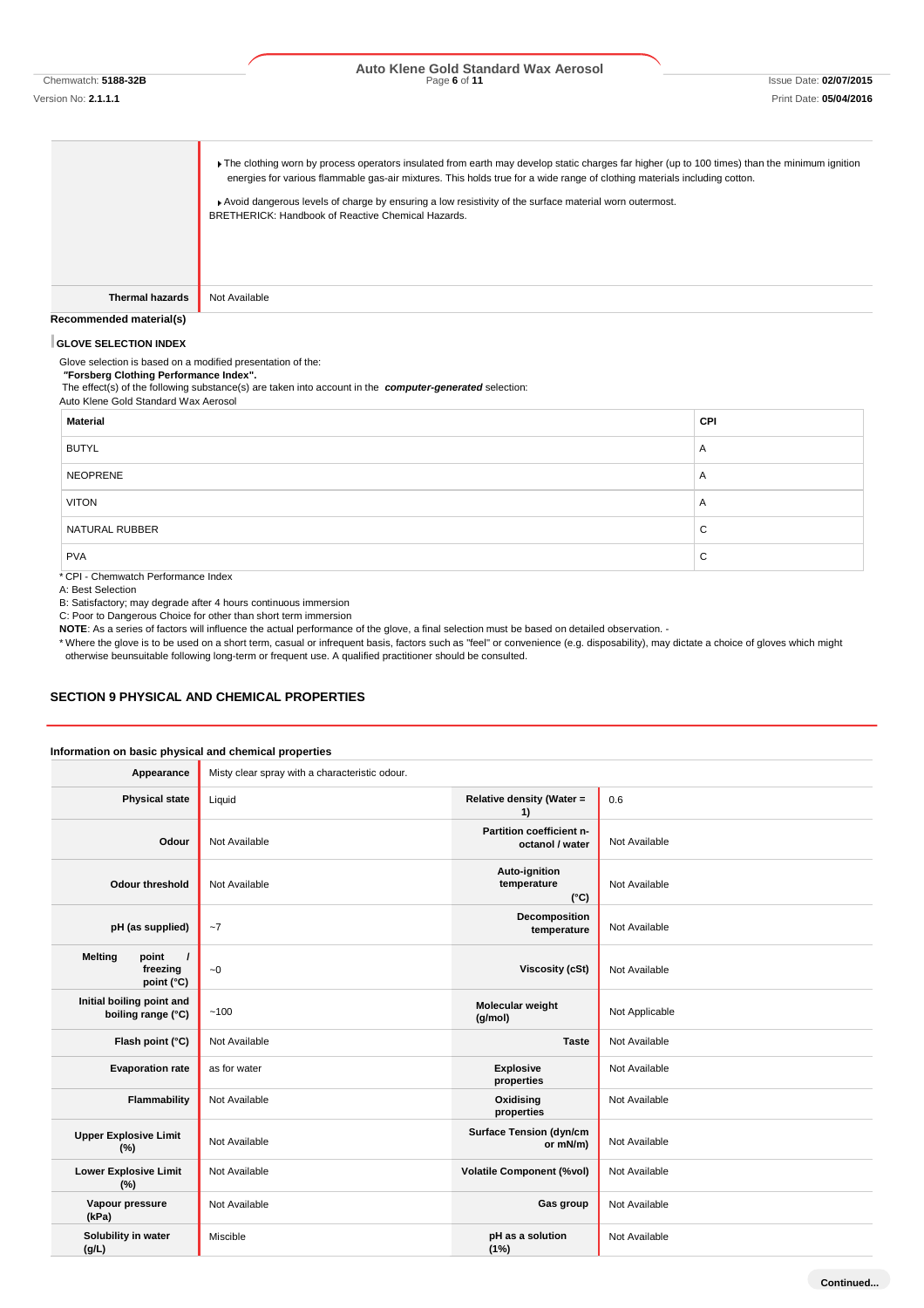| | |
|---|---|
| | ▸ The clothing worn by process operators insulated from earth may develop static charges far higher (up to 100 times) than the minimum ignition energies for various flammable gas-air mixtures. This holds true for a wide range of clothing materials including cotton.<br><br>▸ Avoid dangerous levels of charge by ensuring a low resistivity of the surface material worn outermost.<br>BRETHERICK: Handbook of Reactive Chemical Hazards. |
| **Thermal hazards** | Not Available |

**Recommended material(s)**

**GLOVE SELECTION INDEX**

Glove selection is based on a modified presentation of the:
***"Forsberg Clothing Performance Index".***
The effect(s) of the following substance(s) are taken into account in the ***computer-generated*** selection:
Auto Klene Gold Standard Wax Aerosol

| Material | CPI |
|---|---|
| BUTYL | A |
| NEOPRENE | A |
| VITON | A |
| NATURAL RUBBER | C |
| PVA | C |

* CPI - Chemwatch Performance Index
A: Best Selection
B: Satisfactory; may degrade after 4 hours continuous immersion
C: Poor to Dangerous Choice for other than short term immersion
**NOTE**: As a series of factors will influence the actual performance of the glove, a final selection must be based on detailed observation. -
* Where the glove is to be used on a short term, casual or infrequent basis, factors such as "feel" or convenience (e.g. disposability), may dictate a choice of gloves which might otherwise beunsuitable following long-term or frequent use. A qualified practitioner should be consulted.

## SECTION 9 PHYSICAL AND CHEMICAL PROPERTIES

**Information on basic physical and chemical properties**

| | | | |
|---|---|---|---|
| **Appearance** | Misty clear spray with a characteristic odour. | | |
| **Physical state** | Liquid | **Relative density (Water = 1)** | 0.6 |
| **Odour** | Not Available | **Partition coefficient n-octanol / water** | Not Available |
| **Odour threshold** | Not Available | **Auto-ignition temperature (°C)** | Not Available |
| **pH (as supplied)** | ~7 | **Decomposition temperature** | Not Available |
| **Melting point / freezing point (°C)** | ~0 | **Viscosity (cSt)** | Not Available |
| **Initial boiling point and boiling range (°C)** | ~100 | **Molecular weight (g/mol)** | Not Applicable |
| **Flash point (°C)** | Not Available | **Taste** | Not Available |
| **Evaporation rate** | as for water | **Explosive properties** | Not Available |
| **Flammability** | Not Available | **Oxidising properties** | Not Available |
| **Upper Explosive Limit (%)** | Not Available | **Surface Tension (dyn/cm or mN/m)** | Not Available |
| **Lower Explosive Limit (%)** | Not Available | **Volatile Component (%vol)** | Not Available |
| **Vapour pressure (kPa)** | Not Available | **Gas group** | Not Available |
| **Solubility in water (g/L)** | Miscible | **pH as a solution (1%)** | Not Available |

Continued...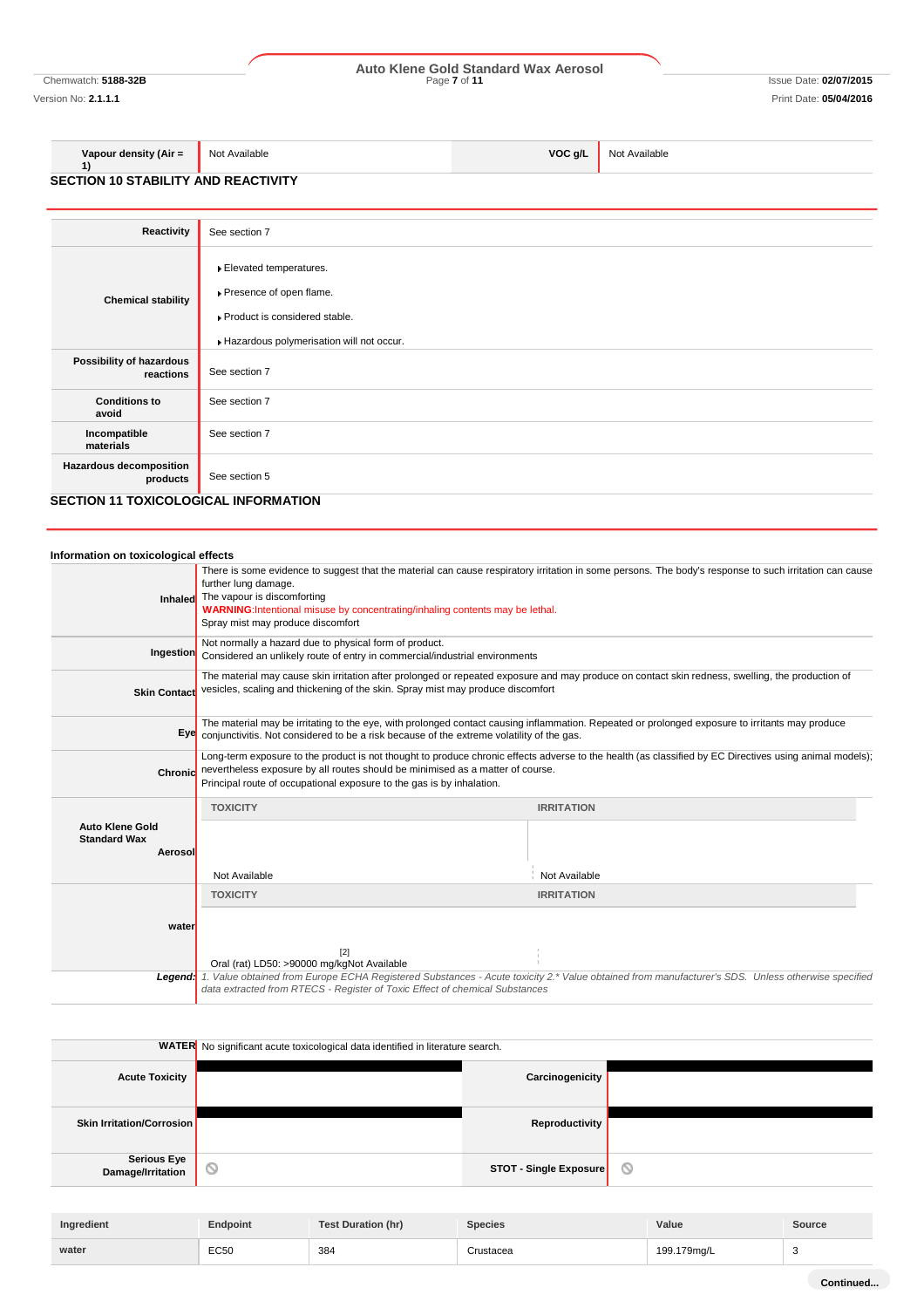| Vapour density (Air = 1) | Not Available | VOC g/L | Not Available |
|---|---|---|---|

## SECTION 10 STABILITY AND REACTIVITY

| | |
|---|---|
| Reactivity | See section 7 |
| Chemical stability | Elevated temperatures.<br>Presence of open flame.<br>Product is considered stable.<br>Hazardous polymerisation will not occur. |
| Possibility of hazardous reactions | See section 7 |
| Conditions to avoid | See section 7 |
| Incompatible materials | See section 7 |
| Hazardous decomposition products | See section 5 |

## SECTION 11 TOXICOLOGICAL INFORMATION

### Information on toxicological effects

| | |
|---|---|
| Inhaled | There is some evidence to suggest that the material can cause respiratory irritation in some persons. The body's response to such irritation can cause further lung damage.<br>The vapour is discomforting<br>**WARNING**:Intentional misuse by concentrating/inhaling contents may be lethal.<br>Spray mist may produce discomfort |
| Ingestion | Not normally a hazard due to physical form of product.<br>Considered an unlikely route of entry in commercial/industrial environments |
| Skin Contact | The material may cause skin irritation after prolonged or repeated exposure and may produce on contact skin redness, swelling, the production of vesicles, scaling and thickening of the skin. Spray mist may produce discomfort |
| Eye | The material may be irritating to the eye, with prolonged contact causing inflammation. Repeated or prolonged exposure to irritants may produce conjunctivitis. Not considered to be a risk because of the extreme volatility of the gas. |
| Chronic | Long-term exposure to the product is not thought to produce chronic effects adverse to the health (as classified by EC Directives using animal models); nevertheless exposure by all routes should be minimised as a matter of course.<br>Principal route of occupational exposure to the gas is by inhalation. |

| | TOXICITY | IRRITATION |
|---|---|---|
| Auto Klene Gold Standard Wax Aerosol | Not Available | Not Available |

| | TOXICITY | IRRITATION |
|---|---|---|
| water | Oral (rat) LD50: >90000 mg/kg[2] | Not Available |

*Legend: 1. Value obtained from Europe ECHA Registered Substances - Acute toxicity 2.\* Value obtained from manufacturer's SDS. Unless otherwise specified data extracted from RTECS - Register of Toxic Effect of chemical Substances*

| | |
|---|---|
| WATER | No significant acute toxicological data identified in literature search. |

| | | | |
|---|---|---|---|
| Acute Toxicity | | Carcinogenicity | |
| Skin Irritation/Corrosion | | Reproductivity | |
| Serious Eye Damage/Irritation | ⊘ | STOT - Single Exposure | ⊘ |

| Ingredient | Endpoint | Test Duration (hr) | Species | Value | Source |
|---|---|---|---|---|---|
| water | EC50 | 384 | Crustacea | 199.179mg/L | 3 |

Continued...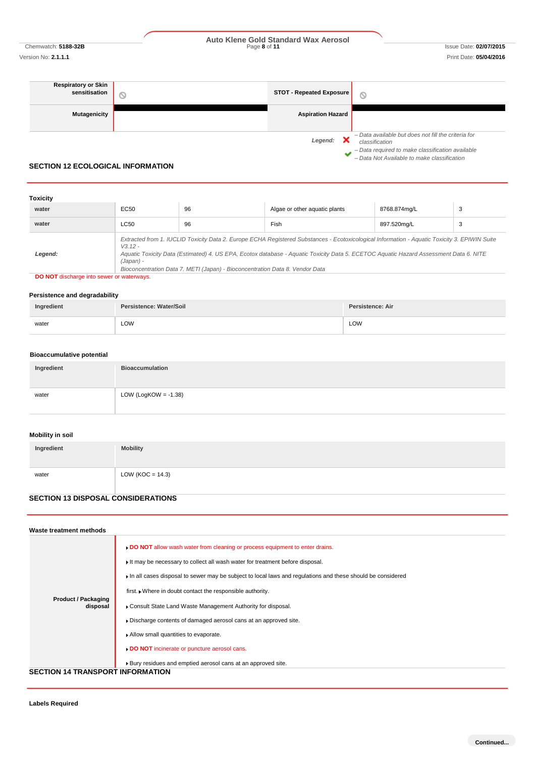| Respiratory or Skin sensitisation | ⦸ | STOT - Repeated Exposure | ⦸ |
|---|---|---|---|
| Mutagenicity | | Aspiration Hazard | |

*Legend:* ✘ *– Data available but does not fill the criteria for classification*
✔ *– Data required to make classification available*
⦸ *– Data Not Available to make classification*

## SECTION 12 ECOLOGICAL INFORMATION

### Toxicity

| water | EC50 | 96 | Algae or other aquatic plants | 8768.874mg/L | 3 |
|---|---|---|---|---|---|
| water | LC50 | 96 | Fish | 897.520mg/L | 3 |
| *Legend:* | *Extracted from 1. IUCLID Toxicity Data 2. Europe ECHA Registered Substances - Ecotoxicological Information - Aquatic Toxicity 3. EPIWIN Suite V3.12 - Aquatic Toxicity Data (Estimated) 4. US EPA, Ecotox database - Aquatic Toxicity Data 5. ECETOC Aquatic Hazard Assessment Data 6. NITE (Japan) - Bioconcentration Data 7. METI (Japan) - Bioconcentration Data 8. Vendor Data* | | | | |

**DO NOT** discharge into sewer or waterways.

### Persistence and degradability

| Ingredient | Persistence: Water/Soil | Persistence: Air |
|---|---|---|
| water | LOW | LOW |

### Bioaccumulative potential

| Ingredient | Bioaccumulation |
|---|---|
| water | LOW (LogKOW = -1.38) |

### Mobility in soil

| Ingredient | Mobility |
|---|---|
| water | LOW (KOC = 14.3) |

## SECTION 13 DISPOSAL CONSIDERATIONS

### Waste treatment methods

**Product / Packaging disposal**

- **DO NOT** allow wash water from cleaning or process equipment to enter drains.
- It may be necessary to collect all wash water for treatment before disposal.
- In all cases disposal to sewer may be subject to local laws and regulations and these should be considered first.
- Where in doubt contact the responsible authority.
- Consult State Land Waste Management Authority for disposal.
- Discharge contents of damaged aerosol cans at an approved site.
- Allow small quantities to evaporate.
- **DO NOT** incinerate or puncture aerosol cans.
- Bury residues and emptied aerosol cans at an approved site.

## SECTION 14 TRANSPORT INFORMATION

### Labels Required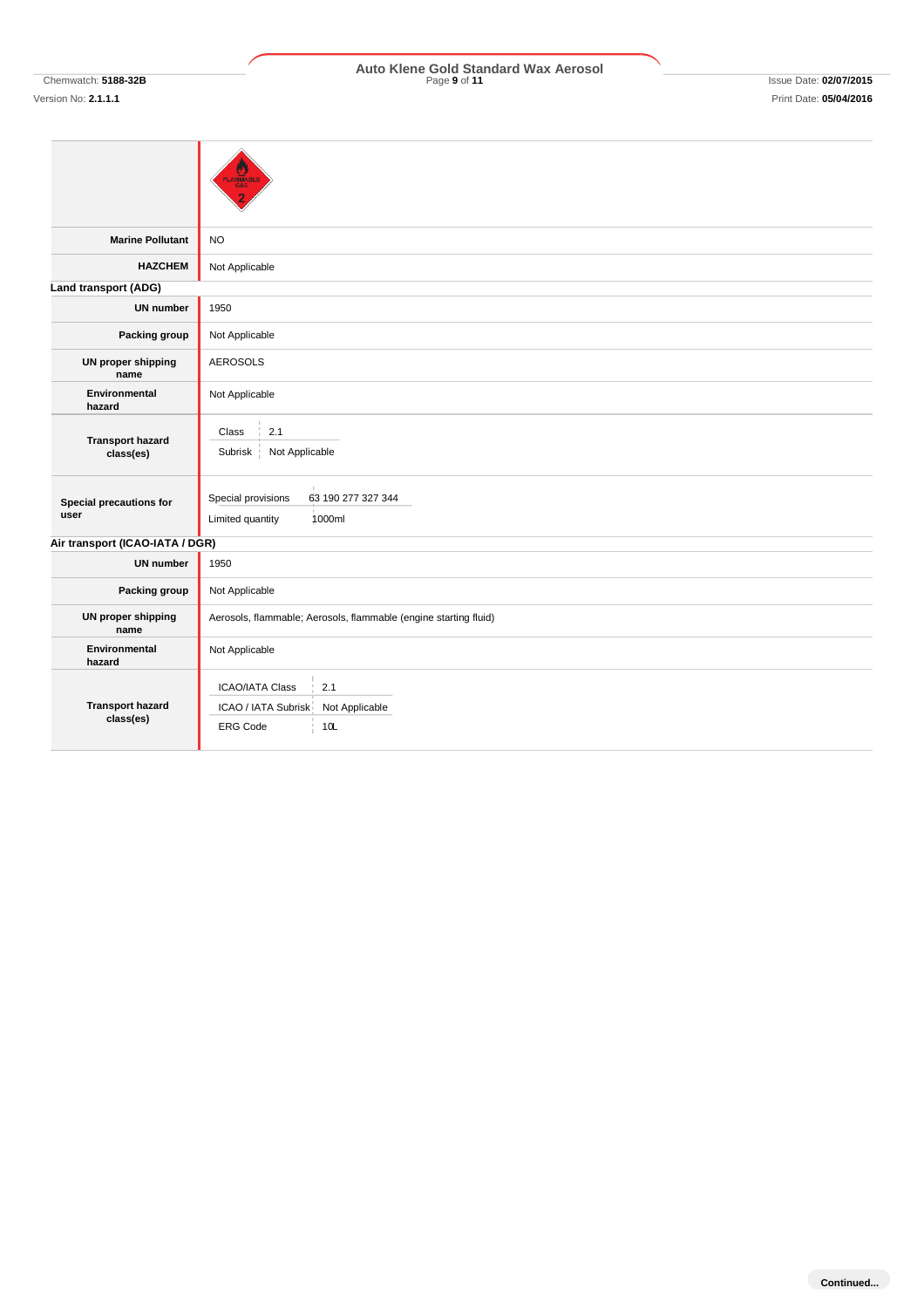| | |
|---|---|
| | |
| **Marine Pollutant** | NO |
| **HAZCHEM** | Not Applicable |

**Land transport (ADG)**

| | |
|---|---|
| **UN number** | 1950 |
| **Packing group** | Not Applicable |
| **UN proper shipping name** | AEROSOLS |
| **Environmental hazard** | Not Applicable |
| **Transport hazard class(es)** | Class: 2.1<br>Subrisk: Not Applicable |
| **Special precautions for user** | Special provisions: 63 190 277 327 344<br>Limited quantity: 1000ml |

**Air transport (ICAO-IATA / DGR)**

| | |
|---|---|
| **UN number** | 1950 |
| **Packing group** | Not Applicable |
| **UN proper shipping name** | Aerosols, flammable; Aerosols, flammable (engine starting fluid) |
| **Environmental hazard** | Not Applicable |
| **Transport hazard class(es)** | ICAO/IATA Class: 2.1<br>ICAO / IATA Subrisk: Not Applicable<br>ERG Code: 10L |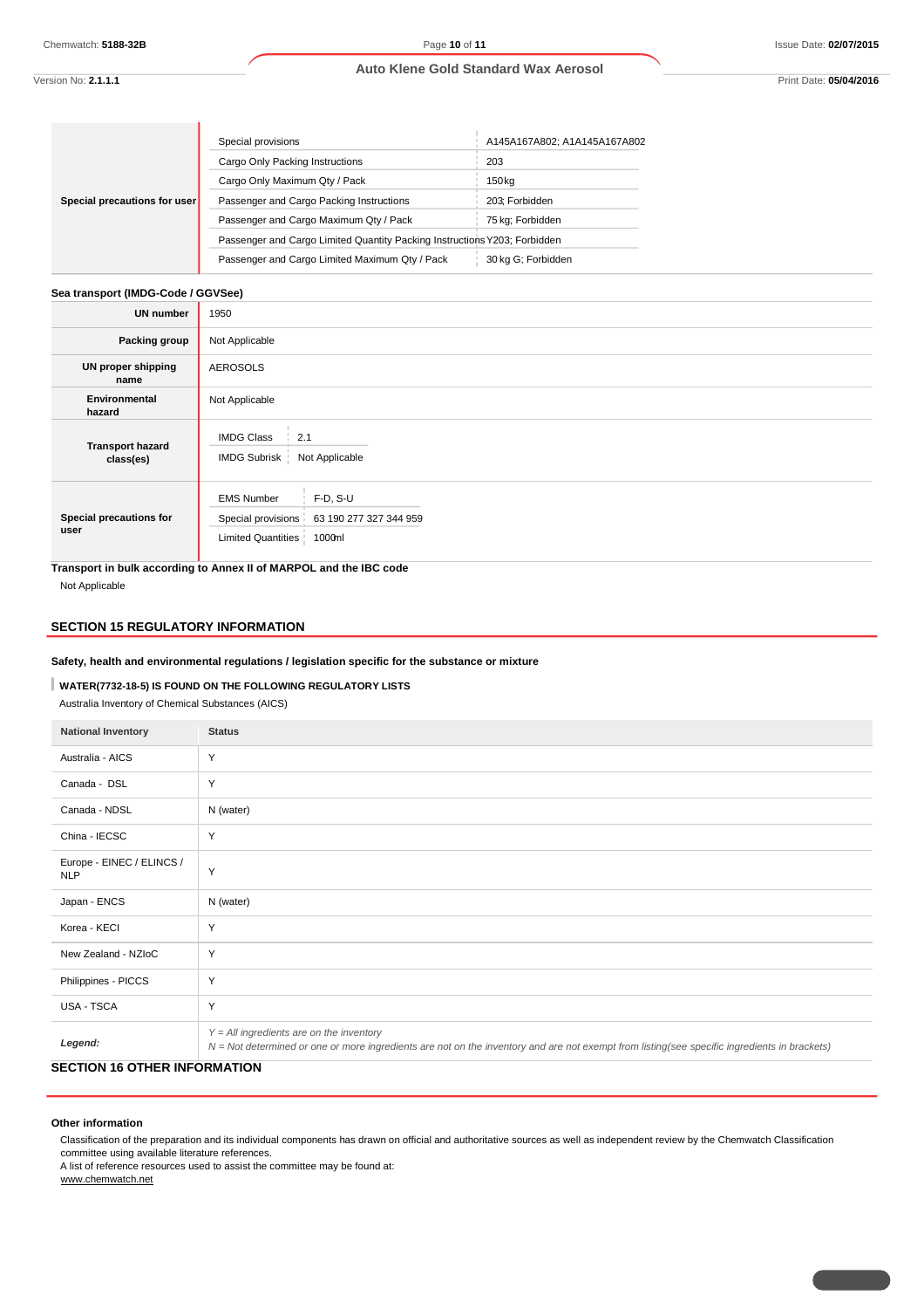| Special precautions for user | | |
| --- | --- | --- |
| | Special provisions | A145A167A802; A1A145A167A802 |
| | Cargo Only Packing Instructions | 203 |
| | Cargo Only Maximum Qty / Pack | 150 kg |
| | Passenger and Cargo Packing Instructions | 203; Forbidden |
| | Passenger and Cargo Maximum Qty / Pack | 75 kg; Forbidden |
| | Passenger and Cargo Limited Quantity Packing Instructions | Y203; Forbidden |
| | Passenger and Cargo Limited Maximum Qty / Pack | 30 kg G; Forbidden |

**Sea transport (IMDG-Code / GGVSee)**

| | |
| --- | --- |
| **UN number** | 1950 |
| **Packing group** | Not Applicable |
| **UN proper shipping name** | AEROSOLS |
| **Environmental hazard** | Not Applicable |
| **Transport hazard class(es)** | IMDG Class: 2.1<br>IMDG Subrisk: Not Applicable |
| **Special precautions for user** | EMS Number: F-D, S-U<br>Special provisions: 63 190 277 327 344 959<br>Limited Quantities: 1000ml |

**Transport in bulk according to Annex II of MARPOL and the IBC code**

Not Applicable

## SECTION 15 REGULATORY INFORMATION

**Safety, health and environmental regulations / legislation specific for the substance or mixture**

**WATER(7732-18-5) IS FOUND ON THE FOLLOWING REGULATORY LISTS**

Australia Inventory of Chemical Substances (AICS)

| National Inventory | Status |
| --- | --- |
| Australia - AICS | Y |
| Canada - DSL | Y |
| Canada - NDSL | N (water) |
| China - IECSC | Y |
| Europe - EINEC / ELINCS / NLP | Y |
| Japan - ENCS | N (water) |
| Korea - KECI | Y |
| New Zealand - NZIoC | Y |
| Philippines - PICCS | Y |
| USA - TSCA | Y |
| *Legend:* | *Y = All ingredients are on the inventory*<br>*N = Not determined or one or more ingredients are not on the inventory and are not exempt from listing(see specific ingredients in brackets)* |

## SECTION 16 OTHER INFORMATION

**Other information**

Classification of the preparation and its individual components has drawn on official and authoritative sources as well as independent review by the Chemwatch Classification committee using available literature references.
A list of reference resources used to assist the committee may be found at:
www.chemwatch.net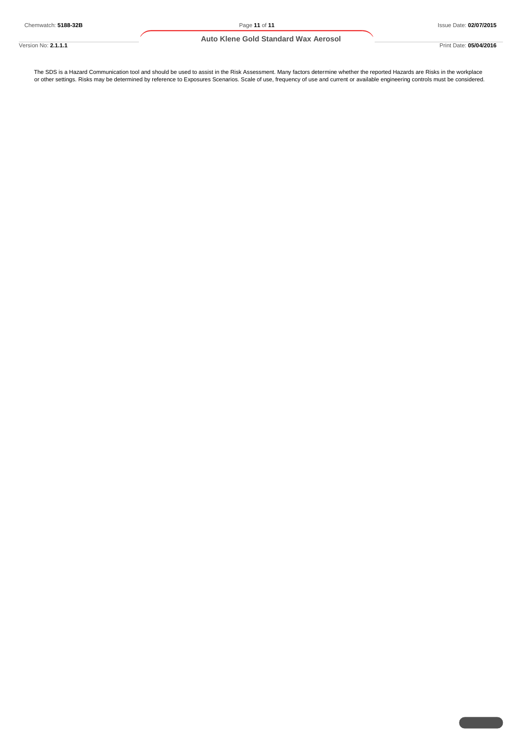The SDS is a Hazard Communication tool and should be used to assist in the Risk Assessment. Many factors determine whether the reported Hazards are Risks in the workplace or other settings. Risks may be determined by reference to Exposures Scenarios. Scale of use, frequency of use and current or available engineering controls must be considered.